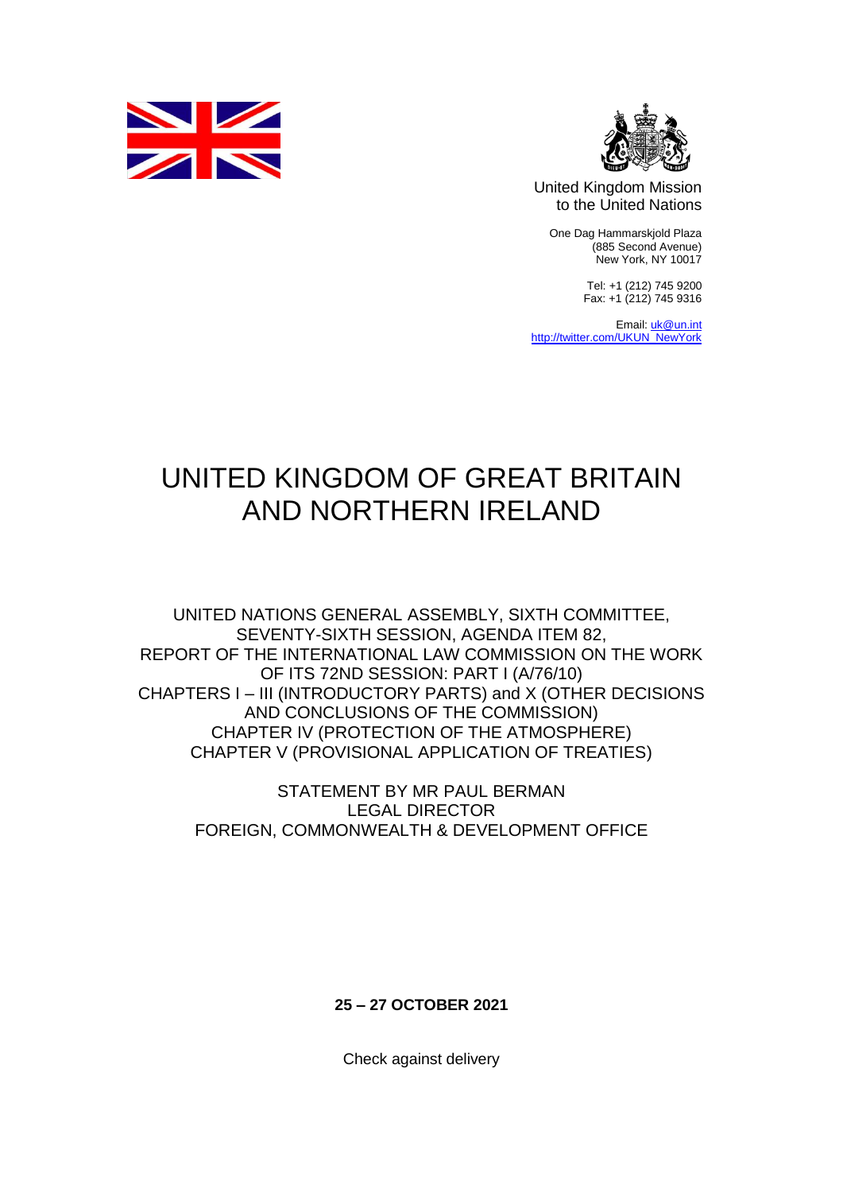United Kingdom Mission
to the United Nations

One Dag Hammarskjold Plaza
(885 Second Avenue)
New York, NY 10017

Tel: +1 (212) 745 9200
Fax: +1 (212) 745 9316

Email: uk@un.int
http://twitter.com/UKUN_NewYork

# UNITED KINGDOM OF GREAT BRITAIN AND NORTHERN IRELAND

UNITED NATIONS GENERAL ASSEMBLY, SIXTH COMMITTEE,
SEVENTY-SIXTH SESSION, AGENDA ITEM 82,
REPORT OF THE INTERNATIONAL LAW COMMISSION ON THE WORK
OF ITS 72ND SESSION: PART I (A/76/10)
CHAPTERS I – III (INTRODUCTORY PARTS) and X (OTHER DECISIONS
AND CONCLUSIONS OF THE COMMISSION)
CHAPTER IV (PROTECTION OF THE ATMOSPHERE)
CHAPTER V (PROVISIONAL APPLICATION OF TREATIES)

STATEMENT BY MR PAUL BERMAN
LEGAL DIRECTOR
FOREIGN, COMMONWEALTH & DEVELOPMENT OFFICE

**25 – 27 OCTOBER 2021**

Check against delivery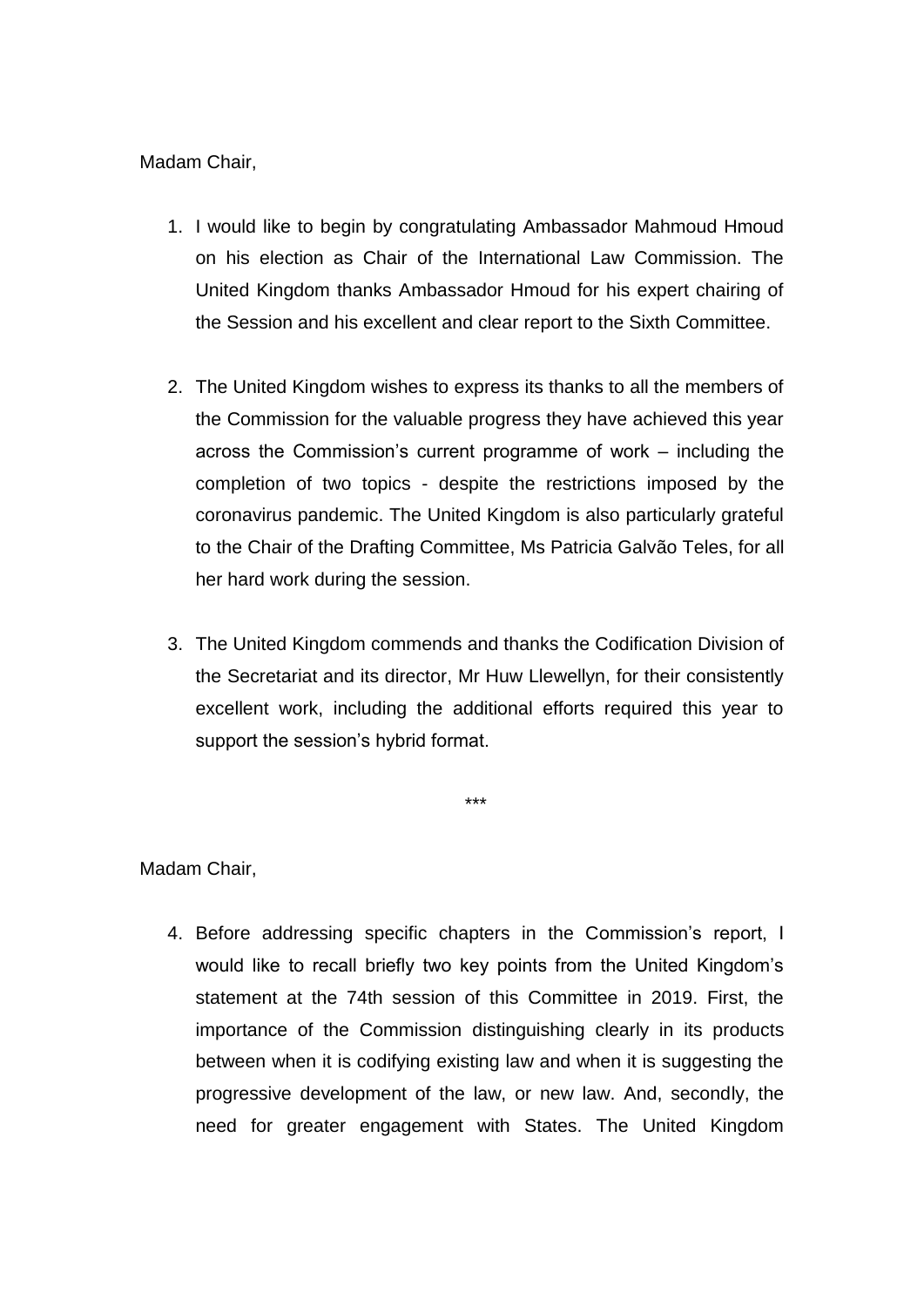Madam Chair,

1. I would like to begin by congratulating Ambassador Mahmoud Hmoud on his election as Chair of the International Law Commission. The United Kingdom thanks Ambassador Hmoud for his expert chairing of the Session and his excellent and clear report to the Sixth Committee.

2. The United Kingdom wishes to express its thanks to all the members of the Commission for the valuable progress they have achieved this year across the Commission's current programme of work – including the completion of two topics - despite the restrictions imposed by the coronavirus pandemic. The United Kingdom is also particularly grateful to the Chair of the Drafting Committee, Ms Patricia Galvão Teles, for all her hard work during the session.

3. The United Kingdom commends and thanks the Codification Division of the Secretariat and its director, Mr Huw Llewellyn, for their consistently excellent work, including the additional efforts required this year to support the session's hybrid format.

\*\*\*

Madam Chair,

4. Before addressing specific chapters in the Commission's report, I would like to recall briefly two key points from the United Kingdom's statement at the 74th session of this Committee in 2019. First, the importance of the Commission distinguishing clearly in its products between when it is codifying existing law and when it is suggesting the progressive development of the law, or new law. And, secondly, the need for greater engagement with States. The United Kingdom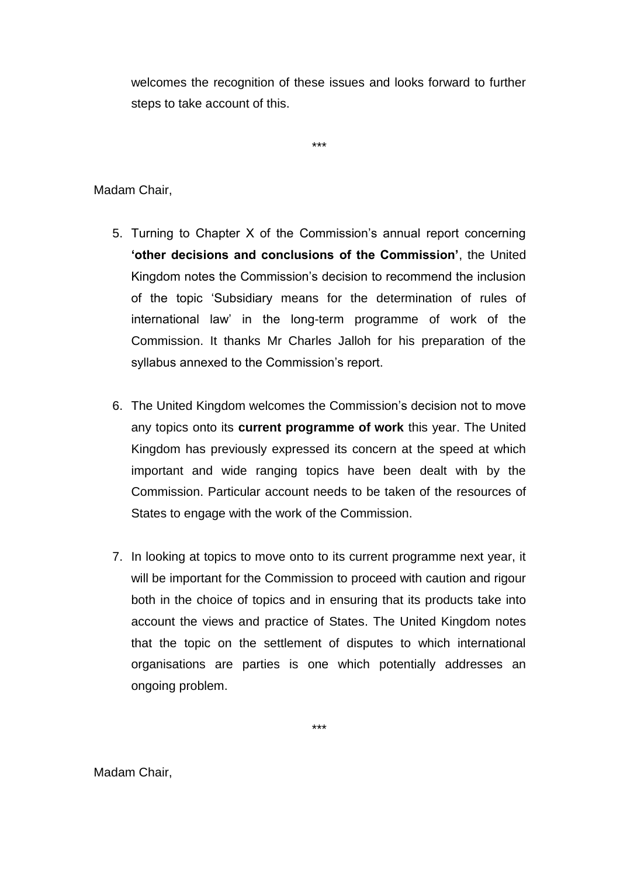welcomes the recognition of these issues and looks forward to further steps to take account of this.

\*\*\*

Madam Chair,

5. Turning to Chapter X of the Commission's annual report concerning **'other decisions and conclusions of the Commission'**, the United Kingdom notes the Commission's decision to recommend the inclusion of the topic 'Subsidiary means for the determination of rules of international law' in the long-term programme of work of the Commission. It thanks Mr Charles Jalloh for his preparation of the syllabus annexed to the Commission's report.

6. The United Kingdom welcomes the Commission's decision not to move any topics onto its **current programme of work** this year. The United Kingdom has previously expressed its concern at the speed at which important and wide ranging topics have been dealt with by the Commission. Particular account needs to be taken of the resources of States to engage with the work of the Commission.

7. In looking at topics to move onto to its current programme next year, it will be important for the Commission to proceed with caution and rigour both in the choice of topics and in ensuring that its products take into account the views and practice of States. The United Kingdom notes that the topic on the settlement of disputes to which international organisations are parties is one which potentially addresses an ongoing problem.

\*\*\*

Madam Chair,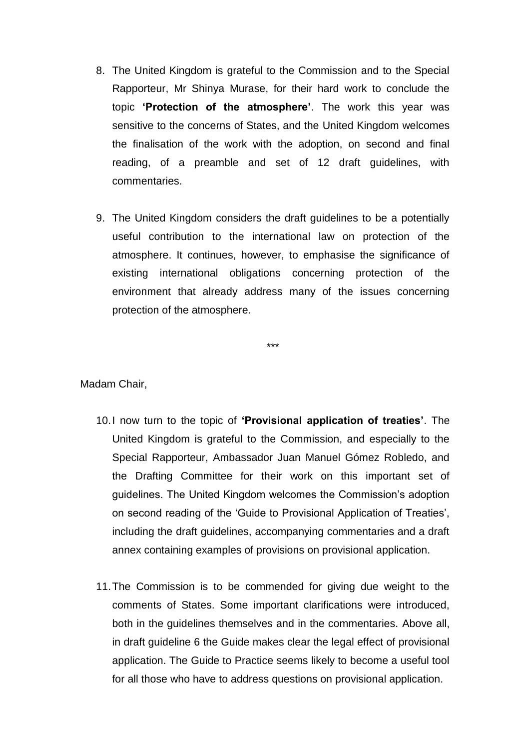8. The United Kingdom is grateful to the Commission and to the Special Rapporteur, Mr Shinya Murase, for their hard work to conclude the topic **'Protection of the atmosphere'**. The work this year was sensitive to the concerns of States, and the United Kingdom welcomes the finalisation of the work with the adoption, on second and final reading, of a preamble and set of 12 draft guidelines, with commentaries.

9. The United Kingdom considers the draft guidelines to be a potentially useful contribution to the international law on protection of the atmosphere. It continues, however, to emphasise the significance of existing international obligations concerning protection of the environment that already address many of the issues concerning protection of the atmosphere.

\*\*\*

Madam Chair,

10. I now turn to the topic of **'Provisional application of treaties'**. The United Kingdom is grateful to the Commission, and especially to the Special Rapporteur, Ambassador Juan Manuel Gómez Robledo, and the Drafting Committee for their work on this important set of guidelines. The United Kingdom welcomes the Commission's adoption on second reading of the 'Guide to Provisional Application of Treaties', including the draft guidelines, accompanying commentaries and a draft annex containing examples of provisions on provisional application.

11. The Commission is to be commended for giving due weight to the comments of States. Some important clarifications were introduced, both in the guidelines themselves and in the commentaries. Above all, in draft guideline 6 the Guide makes clear the legal effect of provisional application. The Guide to Practice seems likely to become a useful tool for all those who have to address questions on provisional application.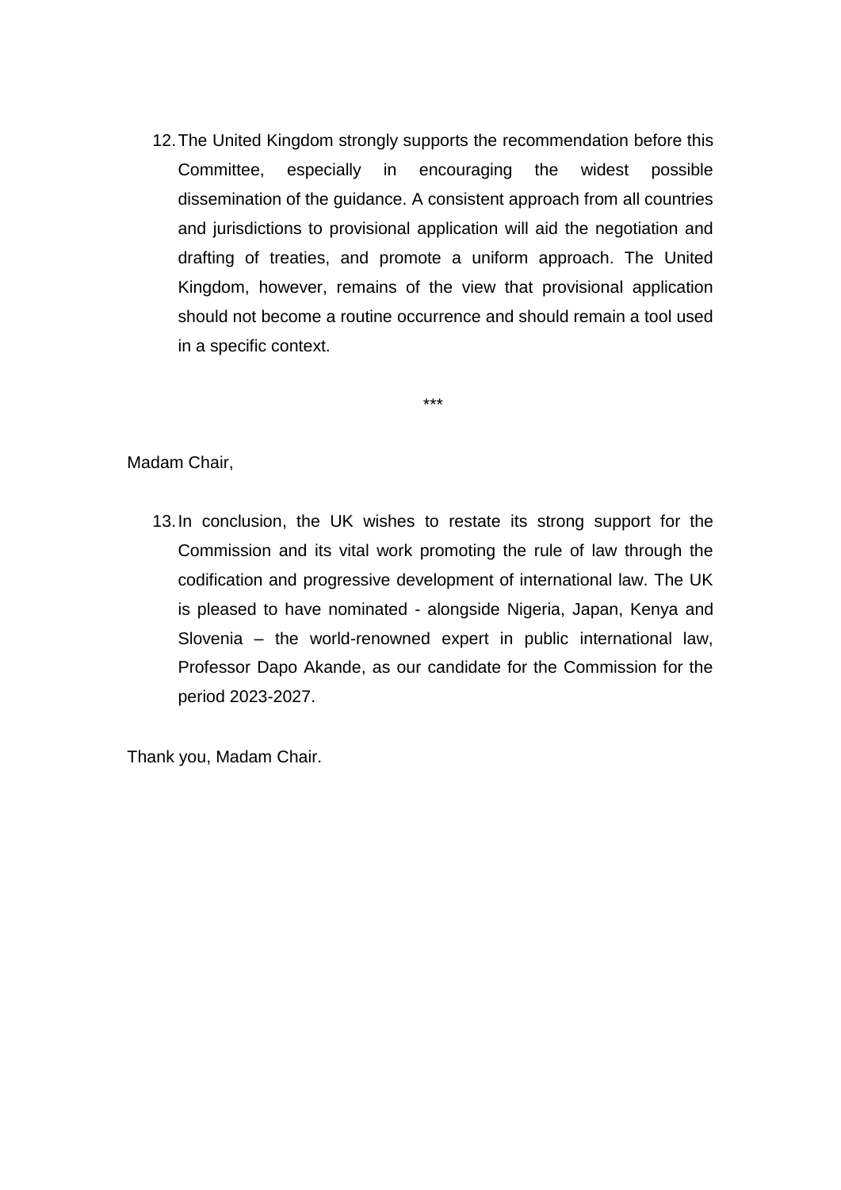12. The United Kingdom strongly supports the recommendation before this Committee, especially in encouraging the widest possible dissemination of the guidance. A consistent approach from all countries and jurisdictions to provisional application will aid the negotiation and drafting of treaties, and promote a uniform approach. The United Kingdom, however, remains of the view that provisional application should not become a routine occurrence and should remain a tool used in a specific context.

***

Madam Chair,

13. In conclusion, the UK wishes to restate its strong support for the Commission and its vital work promoting the rule of law through the codification and progressive development of international law. The UK is pleased to have nominated - alongside Nigeria, Japan, Kenya and Slovenia – the world-renowned expert in public international law, Professor Dapo Akande, as our candidate for the Commission for the period 2023-2027.

Thank you, Madam Chair.